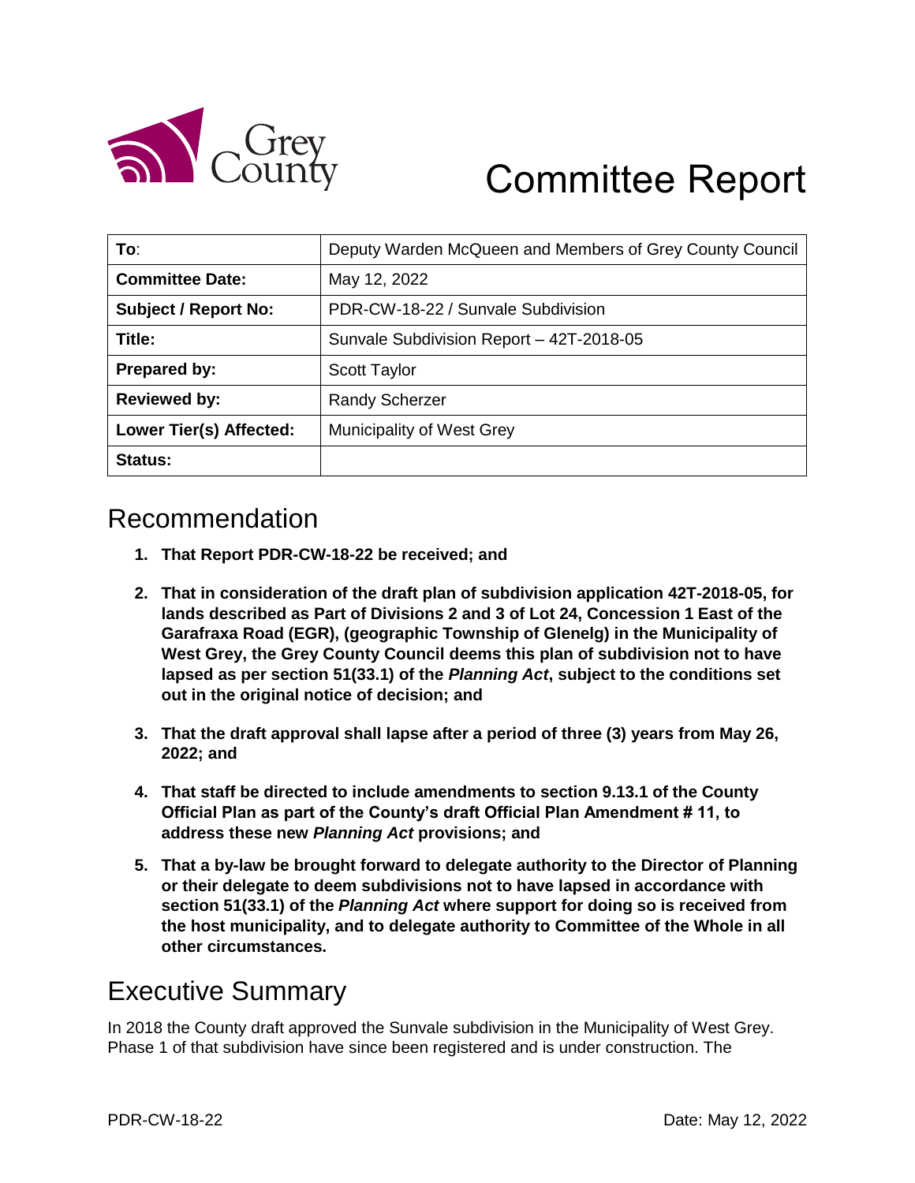# Committee Report

| To: | Deputy Warden McQueen and Members of Grey County Council |
|---|---|
| **Committee Date:** | May 12, 2022 |
| **Subject / Report No:** | PDR-CW-18-22 / Sunvale Subdivision |
| **Title:** | Sunvale Subdivision Report – 42T-2018-05 |
| **Prepared by:** | Scott Taylor |
| **Reviewed by:** | Randy Scherzer |
| **Lower Tier(s) Affected:** | Municipality of West Grey |
| **Status:** | |

## Recommendation

1. **That Report PDR-CW-18-22 be received; and**
2. **That in consideration of the draft plan of subdivision application 42T-2018-05, for lands described as Part of Divisions 2 and 3 of Lot 24, Concession 1 East of the Garafraxa Road (EGR), (geographic Township of Glenelg) in the Municipality of West Grey, the Grey County Council deems this plan of subdivision not to have lapsed as per section 51(33.1) of the *Planning Act*, subject to the conditions set out in the original notice of decision; and**
3. **That the draft approval shall lapse after a period of three (3) years from May 26, 2022; and**
4. **That staff be directed to include amendments to section 9.13.1 of the County Official Plan as part of the County's draft Official Plan Amendment # 11, to address these new *Planning Act* provisions; and**
5. **That a by-law be brought forward to delegate authority to the Director of Planning or their delegate to deem subdivisions not to have lapsed in accordance with section 51(33.1) of the *Planning Act* where support for doing so is received from the host municipality, and to delegate authority to Committee of the Whole in all other circumstances.**

## Executive Summary

In 2018 the County draft approved the Sunvale subdivision in the Municipality of West Grey. Phase 1 of that subdivision have since been registered and is under construction. The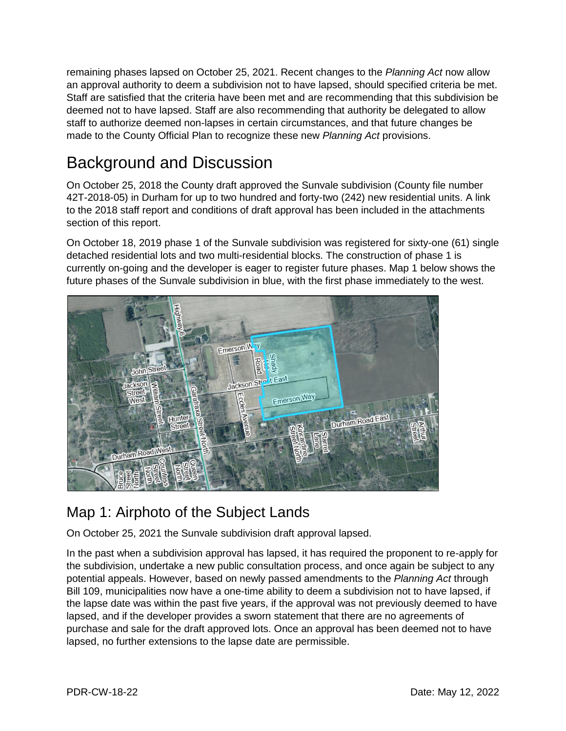remaining phases lapsed on October 25, 2021. Recent changes to the *Planning Act* now allow an approval authority to deem a subdivision not to have lapsed, should specified criteria be met. Staff are satisfied that the criteria have been met and are recommending that this subdivision be deemed not to have lapsed. Staff are also recommending that authority be delegated to allow staff to authorize deemed non-lapses in certain circumstances, and that future changes be made to the County Official Plan to recognize these new *Planning Act* provisions.

# Background and Discussion

On October 25, 2018 the County draft approved the Sunvale subdivision (County file number 42T-2018-05) in Durham for up to two hundred and forty-two (242) new residential units. A link to the 2018 staff report and conditions of draft approval has been included in the attachments section of this report.

On October 18, 2019 phase 1 of the Sunvale subdivision was registered for sixty-one (61) single detached residential lots and two multi-residential blocks. The construction of phase 1 is currently on-going and the developer is eager to register future phases. Map 1 below shows the future phases of the Sunvale subdivision in blue, with the first phase immediately to the west.

## Map 1: Airphoto of the Subject Lands

On October 25, 2021 the Sunvale subdivision draft approval lapsed.

In the past when a subdivision approval has lapsed, it has required the proponent to re-apply for the subdivision, undertake a new public consultation process, and once again be subject to any potential appeals. However, based on newly passed amendments to the *Planning Act* through Bill 109, municipalities now have a one-time ability to deem a subdivision not to have lapsed, if the lapse date was within the past five years, if the approval was not previously deemed to have lapsed, and if the developer provides a sworn statement that there are no agreements of purchase and sale for the draft approved lots. Once an approval has been deemed not to have lapsed, no further extensions to the lapse date are permissible.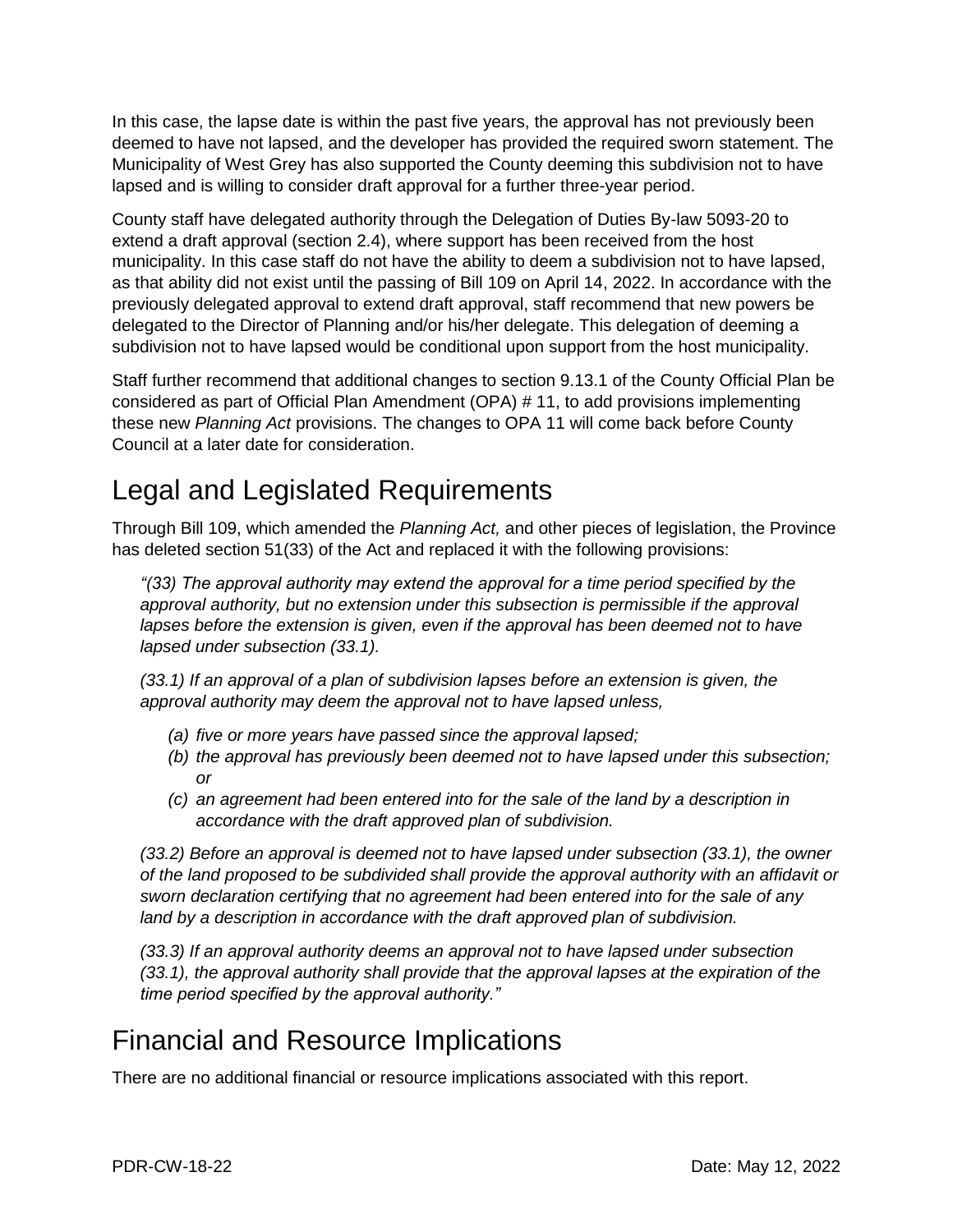In this case, the lapse date is within the past five years, the approval has not previously been deemed to have not lapsed, and the developer has provided the required sworn statement. The Municipality of West Grey has also supported the County deeming this subdivision not to have lapsed and is willing to consider draft approval for a further three-year period.

County staff have delegated authority through the Delegation of Duties By-law 5093-20 to extend a draft approval (section 2.4), where support has been received from the host municipality. In this case staff do not have the ability to deem a subdivision not to have lapsed, as that ability did not exist until the passing of Bill 109 on April 14, 2022. In accordance with the previously delegated approval to extend draft approval, staff recommend that new powers be delegated to the Director of Planning and/or his/her delegate. This delegation of deeming a subdivision not to have lapsed would be conditional upon support from the host municipality.

Staff further recommend that additional changes to section 9.13.1 of the County Official Plan be considered as part of Official Plan Amendment (OPA) # 11, to add provisions implementing these new *Planning Act* provisions. The changes to OPA 11 will come back before County Council at a later date for consideration.

# Legal and Legislated Requirements

Through Bill 109, which amended the *Planning Act,* and other pieces of legislation, the Province has deleted section 51(33) of the Act and replaced it with the following provisions:

> *"(33) The approval authority may extend the approval for a time period specified by the approval authority, but no extension under this subsection is permissible if the approval lapses before the extension is given, even if the approval has been deemed not to have lapsed under subsection (33.1).*
>
> *(33.1) If an approval of a plan of subdivision lapses before an extension is given, the approval authority may deem the approval not to have lapsed unless,*
>
> - *(a) five or more years have passed since the approval lapsed;*
> - *(b) the approval has previously been deemed not to have lapsed under this subsection; or*
> - *(c) an agreement had been entered into for the sale of the land by a description in accordance with the draft approved plan of subdivision.*
>
> *(33.2) Before an approval is deemed not to have lapsed under subsection (33.1), the owner of the land proposed to be subdivided shall provide the approval authority with an affidavit or sworn declaration certifying that no agreement had been entered into for the sale of any land by a description in accordance with the draft approved plan of subdivision.*
>
> *(33.3) If an approval authority deems an approval not to have lapsed under subsection (33.1), the approval authority shall provide that the approval lapses at the expiration of the time period specified by the approval authority."*

# Financial and Resource Implications

There are no additional financial or resource implications associated with this report.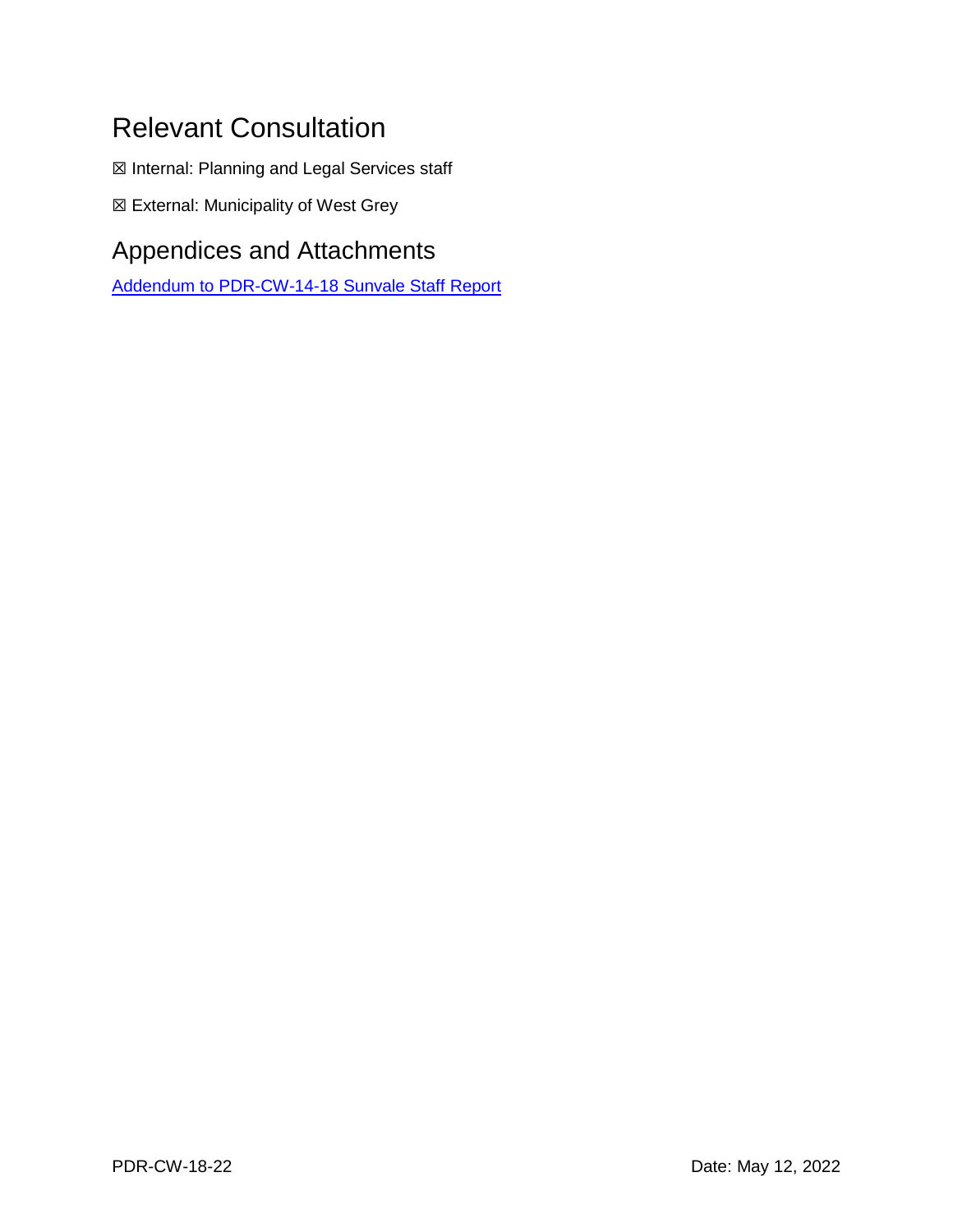## Relevant Consultation

☒ Internal: Planning and Legal Services staff

☒ External: Municipality of West Grey

## Appendices and Attachments

[Addendum to PDR-CW-14-18 Sunvale Staff Report]